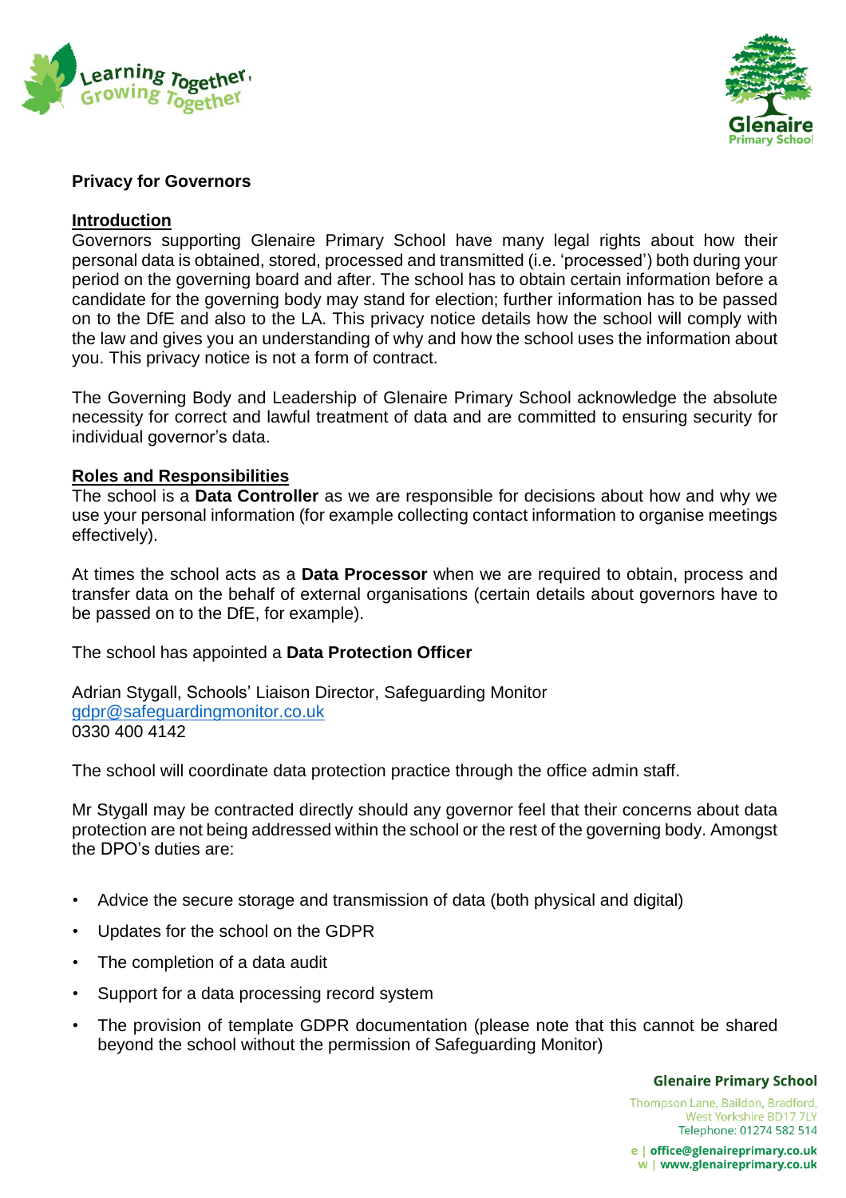# Privacy for Governors

## Introduction

Governors supporting Glenaire Primary School have many legal rights about how their personal data is obtained, stored, processed and transmitted (i.e. 'processed') both during your period on the governing board and after. The school has to obtain certain information before a candidate for the governing body may stand for election; further information has to be passed on to the DfE and also to the LA. This privacy notice details how the school will comply with the law and gives you an understanding of why and how the school uses the information about you. This privacy notice is not a form of contract.

The Governing Body and Leadership of Glenaire Primary School acknowledge the absolute necessity for correct and lawful treatment of data and are committed to ensuring security for individual governor's data.

## Roles and Responsibilities

The school is a **Data Controller** as we are responsible for decisions about how and why we use your personal information (for example collecting contact information to organise meetings effectively).

At times the school acts as a **Data Processor** when we are required to obtain, process and transfer data on the behalf of external organisations (certain details about governors have to be passed on to the DfE, for example).

The school has appointed a **Data Protection Officer**

Adrian Stygall, Schools' Liaison Director, Safeguarding Monitor
gdpr@safeguardingmonitor.co.uk
0330 400 4142

The school will coordinate data protection practice through the office admin staff.

Mr Stygall may be contracted directly should any governor feel that their concerns about data protection are not being addressed within the school or the rest of the governing body. Amongst the DPO's duties are:

- Advice the secure storage and transmission of data (both physical and digital)
- Updates for the school on the GDPR
- The completion of a data audit
- Support for a data processing record system
- The provision of template GDPR documentation (please note that this cannot be shared beyond the school without the permission of Safeguarding Monitor)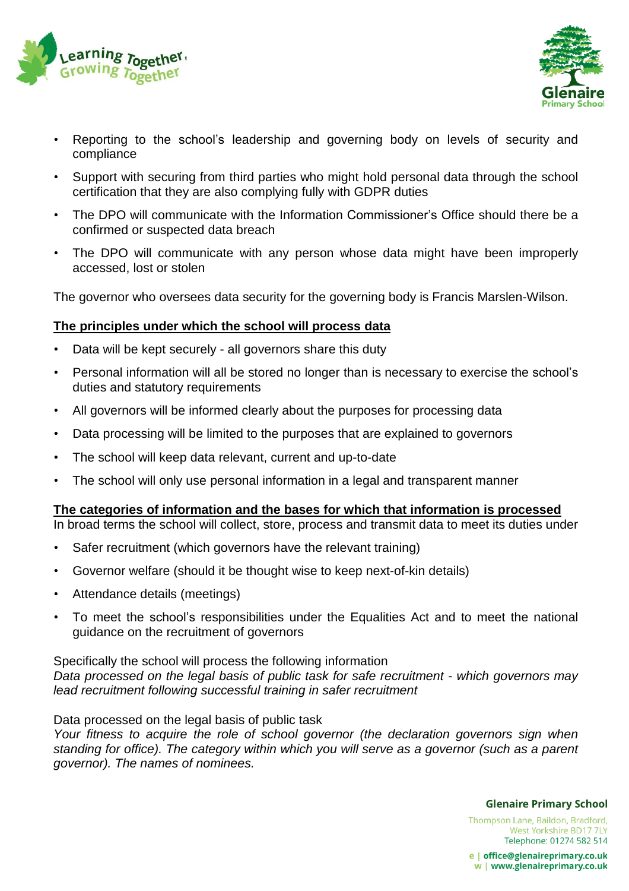- Reporting to the school's leadership and governing body on levels of security and compliance
- Support with securing from third parties who might hold personal data through the school certification that they are also complying fully with GDPR duties
- The DPO will communicate with the Information Commissioner's Office should there be a confirmed or suspected data breach
- The DPO will communicate with any person whose data might have been improperly accessed, lost or stolen

The governor who oversees data security for the governing body is Francis Marslen-Wilson.

**The principles under which the school will process data**

- Data will be kept securely - all governors share this duty
- Personal information will all be stored no longer than is necessary to exercise the school's duties and statutory requirements
- All governors will be informed clearly about the purposes for processing data
- Data processing will be limited to the purposes that are explained to governors
- The school will keep data relevant, current and up-to-date
- The school will only use personal information in a legal and transparent manner

**The categories of information and the bases for which that information is processed**

In broad terms the school will collect, store, process and transmit data to meet its duties under

- Safer recruitment (which governors have the relevant training)
- Governor welfare (should it be thought wise to keep next-of-kin details)
- Attendance details (meetings)
- To meet the school's responsibilities under the Equalities Act and to meet the national guidance on the recruitment of governors

Specifically the school will process the following information

*Data processed on the legal basis of public task for safe recruitment - which governors may lead recruitment following successful training in safer recruitment*

Data processed on the legal basis of public task

*Your fitness to acquire the role of school governor (the declaration governors sign when standing for office). The category within which you will serve as a governor (such as a parent governor). The names of nominees.*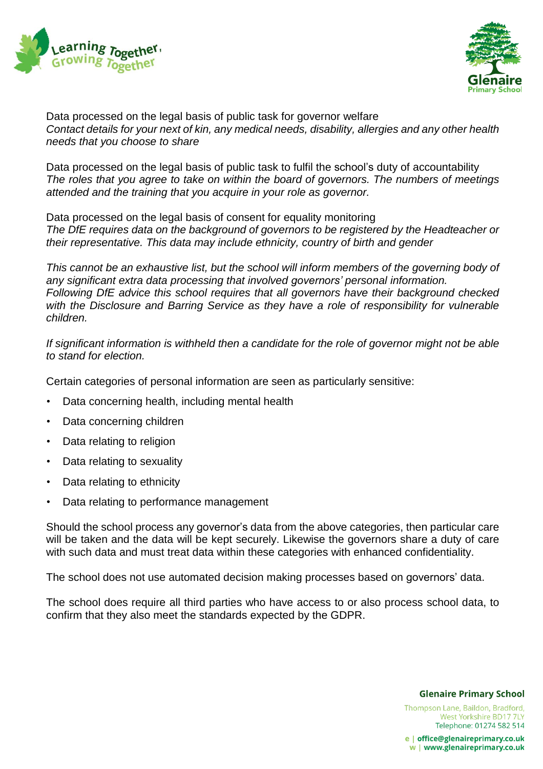Data processed on the legal basis of public task for governor welfare
*Contact details for your next of kin, any medical needs, disability, allergies and any other health needs that you choose to share*

Data processed on the legal basis of public task to fulfil the school's duty of accountability
*The roles that you agree to take on within the board of governors. The numbers of meetings attended and the training that you acquire in your role as governor.*

Data processed on the legal basis of consent for equality monitoring
*The DfE requires data on the background of governors to be registered by the Headteacher or their representative. This data may include ethnicity, country of birth and gender*

*This cannot be an exhaustive list, but the school will inform members of the governing body of any significant extra data processing that involved governors' personal information.*
*Following DfE advice this school requires that all governors have their background checked with the Disclosure and Barring Service as they have a role of responsibility for vulnerable children.*

*If significant information is withheld then a candidate for the role of governor might not be able to stand for election.*

Certain categories of personal information are seen as particularly sensitive:

- Data concerning health, including mental health
- Data concerning children
- Data relating to religion
- Data relating to sexuality
- Data relating to ethnicity
- Data relating to performance management

Should the school process any governor's data from the above categories, then particular care will be taken and the data will be kept securely. Likewise the governors share a duty of care with such data and must treat data within these categories with enhanced confidentiality.

The school does not use automated decision making processes based on governors' data.

The school does require all third parties who have access to or also process school data, to confirm that they also meet the standards expected by the GDPR.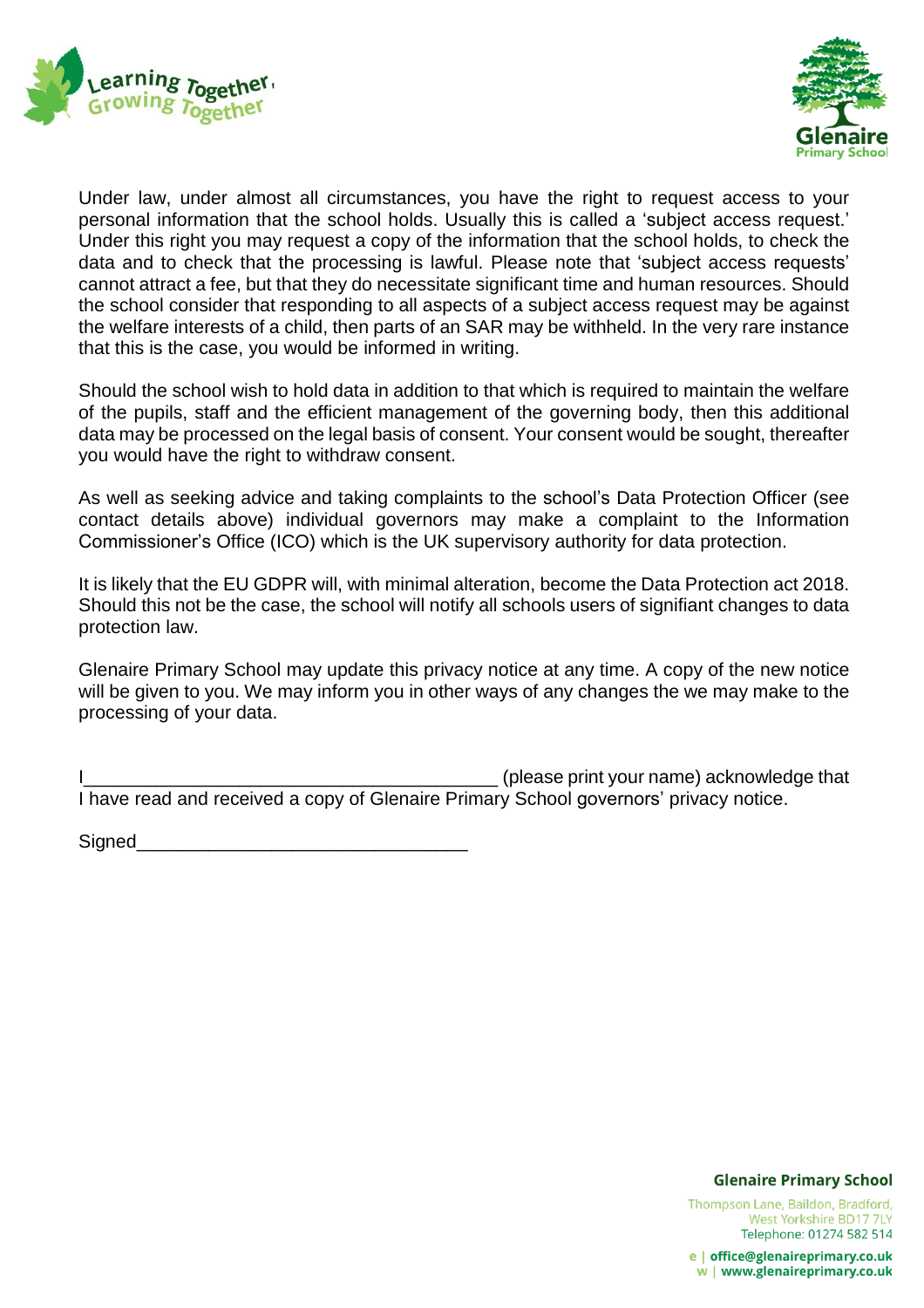Under law, under almost all circumstances, you have the right to request access to your personal information that the school holds. Usually this is called a 'subject access request.' Under this right you may request a copy of the information that the school holds, to check the data and to check that the processing is lawful. Please note that 'subject access requests' cannot attract a fee, but that they do necessitate significant time and human resources. Should the school consider that responding to all aspects of a subject access request may be against the welfare interests of a child, then parts of an SAR may be withheld. In the very rare instance that this is the case, you would be informed in writing.

Should the school wish to hold data in addition to that which is required to maintain the welfare of the pupils, staff and the efficient management of the governing body, then this additional data may be processed on the legal basis of consent. Your consent would be sought, thereafter you would have the right to withdraw consent.

As well as seeking advice and taking complaints to the school's Data Protection Officer (see contact details above) individual governors may make a complaint to the Information Commissioner's Office (ICO) which is the UK supervisory authority for data protection.

It is likely that the EU GDPR will, with minimal alteration, become the Data Protection act 2018. Should this not be the case, the school will notify all schools users of signifiant changes to data protection law.

Glenaire Primary School may update this privacy notice at any time. A copy of the new notice will be given to you. We may inform you in other ways of any changes the we may make to the processing of your data.

I_______________________________________ (please print your name) acknowledge that I have read and received a copy of Glenaire Primary School governors' privacy notice.

Signed_______________________________